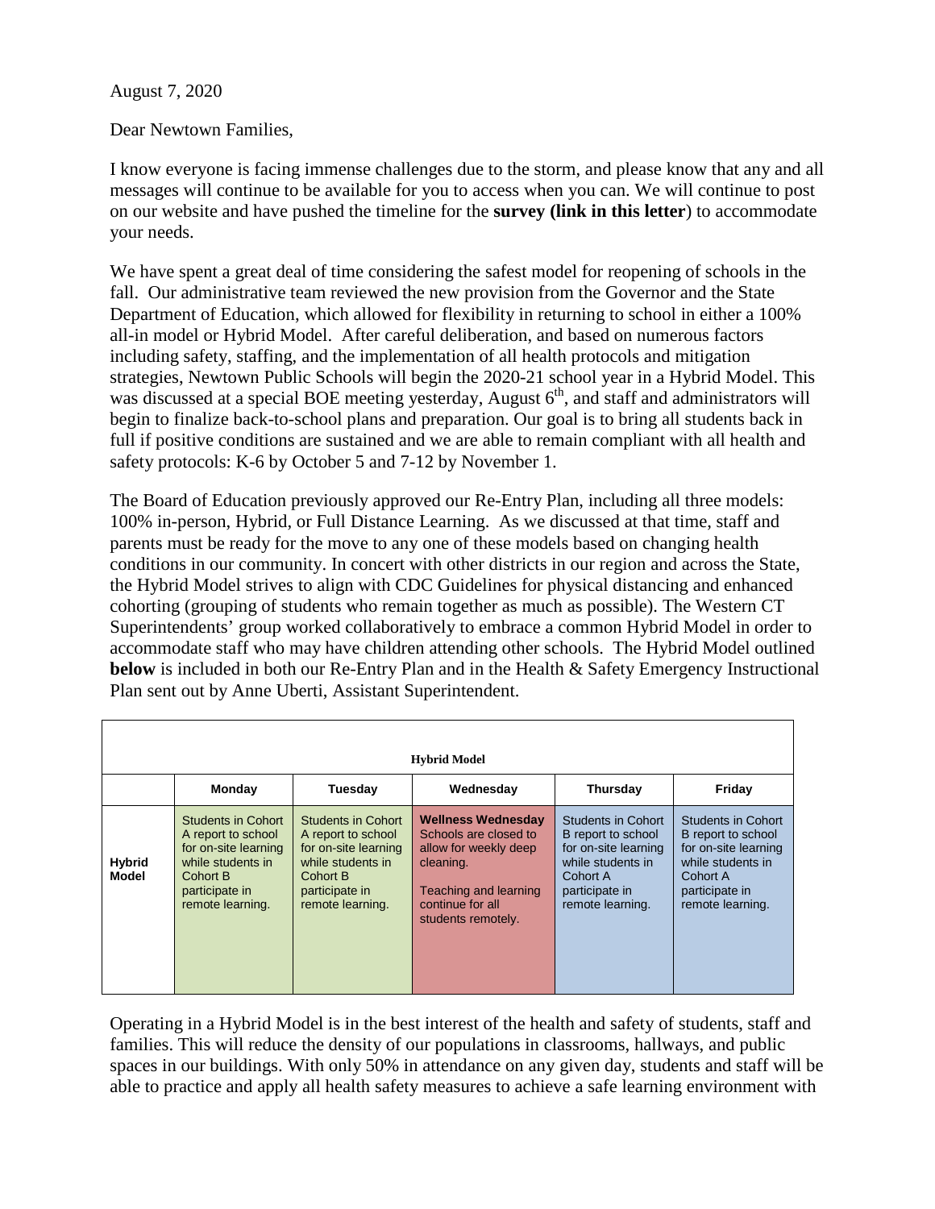August 7, 2020

Dear Newtown Families,

I know everyone is facing immense challenges due to the storm, and please know that any and all messages will continue to be available for you to access when you can. We will continue to post on our website and have pushed the timeline for the **survey (link in this letter**) to accommodate your needs.

We have spent a great deal of time considering the safest model for reopening of schools in the fall. Our administrative team reviewed the new provision from the Governor and the State Department of Education, which allowed for flexibility in returning to school in either a 100% all-in model or Hybrid Model. After careful deliberation, and based on numerous factors including safety, staffing, and the implementation of all health protocols and mitigation strategies, Newtown Public Schools will begin the 2020-21 school year in a Hybrid Model. This was discussed at a special BOE meeting yesterday, August 6th, and staff and administrators will begin to finalize back-to-school plans and preparation. Our goal is to bring all students back in full if positive conditions are sustained and we are able to remain compliant with all health and safety protocols: K-6 by October 5 and 7-12 by November 1.

The Board of Education previously approved our Re-Entry Plan, including all three models: 100% in-person, Hybrid, or Full Distance Learning. As we discussed at that time, staff and parents must be ready for the move to any one of these models based on changing health conditions in our community. In concert with other districts in our region and across the State, the Hybrid Model strives to align with CDC Guidelines for physical distancing and enhanced cohorting (grouping of students who remain together as much as possible). The Western CT Superintendents' group worked collaboratively to embrace a common Hybrid Model in order to accommodate staff who may have children attending other schools. The Hybrid Model outlined **below** is included in both our Re-Entry Plan and in the Health & Safety Emergency Instructional Plan sent out by Anne Uberti, Assistant Superintendent.

| **Hybrid Model** | | | | | |
|---|---|---|---|---|---|
| | **Monday** | **Tuesday** | **Wednesday** | **Thursday** | **Friday** |
| **Hybrid Model** | Students in Cohort A report to school for on-site learning while students in Cohort B participate in remote learning. | Students in Cohort A report to school for on-site learning while students in Cohort B participate in remote learning. | **Wellness Wednesday** Schools are closed to allow for weekly deep cleaning. Teaching and learning continue for all students remotely. | Students in Cohort B report to school for on-site learning while students in Cohort A participate in remote learning. | Students in Cohort B report to school for on-site learning while students in Cohort A participate in remote learning. |

Operating in a Hybrid Model is in the best interest of the health and safety of students, staff and families. This will reduce the density of our populations in classrooms, hallways, and public spaces in our buildings. With only 50% in attendance on any given day, students and staff will be able to practice and apply all health safety measures to achieve a safe learning environment with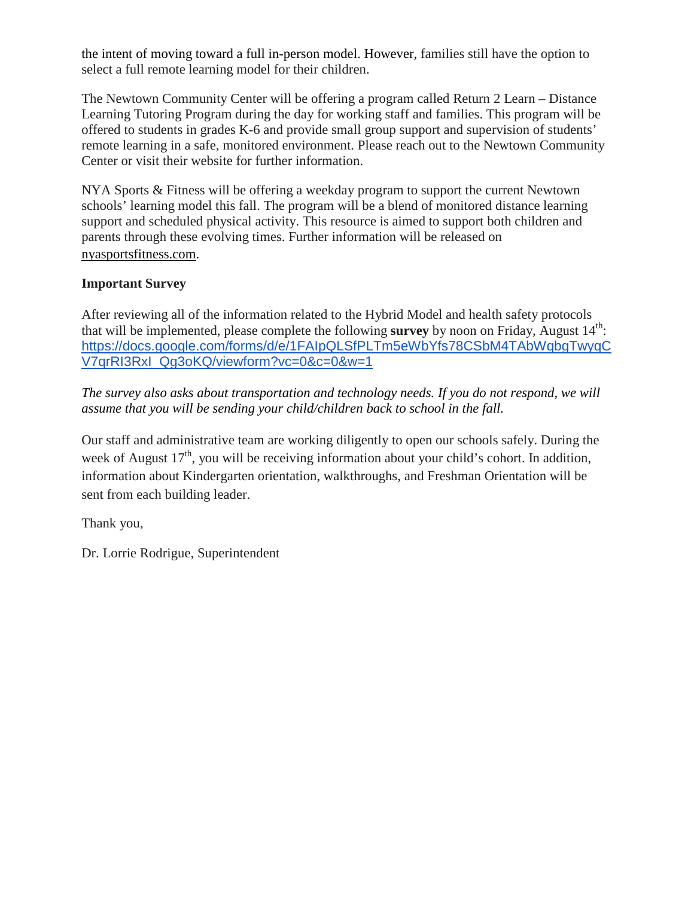the intent of moving toward a full in-person model. However, families still have the option to select a full remote learning model for their children.

The Newtown Community Center will be offering a program called Return 2 Learn – Distance Learning Tutoring Program during the day for working staff and families. This program will be offered to students in grades K-6 and provide small group support and supervision of students' remote learning in a safe, monitored environment. Please reach out to the Newtown Community Center or visit their website for further information.

NYA Sports & Fitness will be offering a weekday program to support the current Newtown schools' learning model this fall. The program will be a blend of monitored distance learning support and scheduled physical activity. This resource is aimed to support both children and parents through these evolving times. Further information will be released on nyasportsfitness.com.

**Important Survey**

After reviewing all of the information related to the Hybrid Model and health safety protocols that will be implemented, please complete the following **survey** by noon on Friday, August 14th: https://docs.google.com/forms/d/e/1FAIpQLSfPLTm5eWbYfs78CSbM4TAbWqbgTwyqCV7qrRI3RxI_Qg3oKQ/viewform?vc=0&c=0&w=1

*The survey also asks about transportation and technology needs. If you do not respond, we will assume that you will be sending your child/children back to school in the fall.*

Our staff and administrative team are working diligently to open our schools safely. During the week of August 17th, you will be receiving information about your child's cohort. In addition, information about Kindergarten orientation, walkthroughs, and Freshman Orientation will be sent from each building leader.

Thank you,

Dr. Lorrie Rodrigue, Superintendent